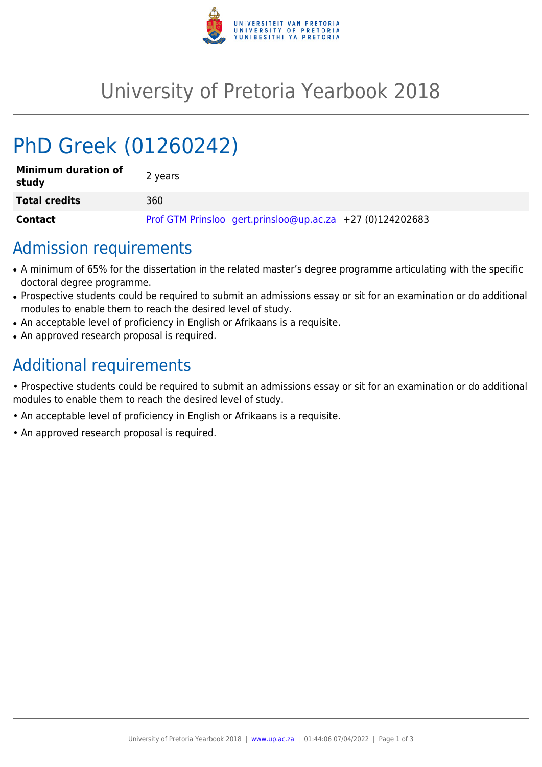# University of Pretoria Yearbook 2018

## PhD Greek (01260242)

| | |
|---|---|
| **Minimum duration of study** | 2 years |
| **Total credits** | 360 |
| **Contact** | Prof GTM Prinsloo gert.prinsloo@up.ac.za +27 (0)124202683 |

## Admission requirements

- A minimum of 65% for the dissertation in the related master's degree programme articulating with the specific doctoral degree programme.
- Prospective students could be required to submit an admissions essay or sit for an examination or do additional modules to enable them to reach the desired level of study.
- An acceptable level of proficiency in English or Afrikaans is a requisite.
- An approved research proposal is required.

## Additional requirements

• Prospective students could be required to submit an admissions essay or sit for an examination or do additional modules to enable them to reach the desired level of study.

• An acceptable level of proficiency in English or Afrikaans is a requisite.

• An approved research proposal is required.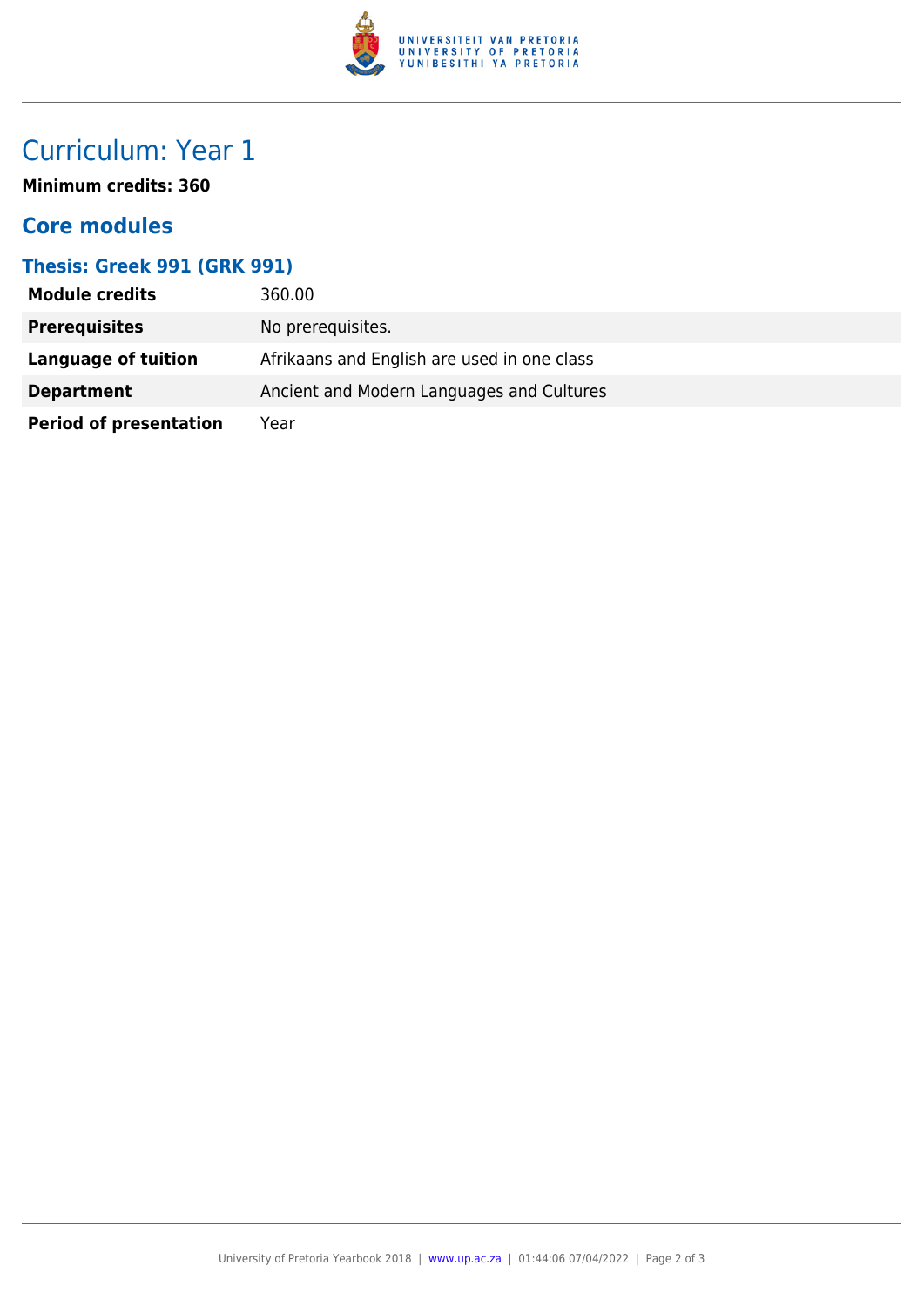# Curriculum: Year 1

**Minimum credits: 360**

## Core modules

### Thesis: Greek 991 (GRK 991)

| | |
|---|---|
| **Module credits** | 360.00 |
| **Prerequisites** | No prerequisites. |
| **Language of tuition** | Afrikaans and English are used in one class |
| **Department** | Ancient and Modern Languages and Cultures |
| **Period of presentation** | Year |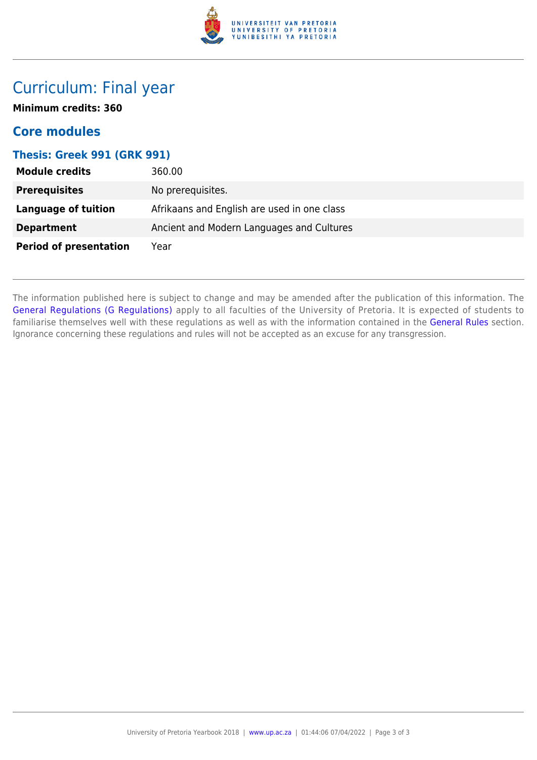## Curriculum: Final year

**Minimum credits: 360**

### Core modules

#### Thesis: Greek 991 (GRK 991)

| | |
|---|---|
| **Module credits** | 360.00 |
| **Prerequisites** | No prerequisites. |
| **Language of tuition** | Afrikaans and English are used in one class |
| **Department** | Ancient and Modern Languages and Cultures |
| **Period of presentation** | Year |

The information published here is subject to change and may be amended after the publication of this information. The General Regulations (G Regulations) apply to all faculties of the University of Pretoria. It is expected of students to familiarise themselves well with these regulations as well as with the information contained in the General Rules section. Ignorance concerning these regulations and rules will not be accepted as an excuse for any transgression.